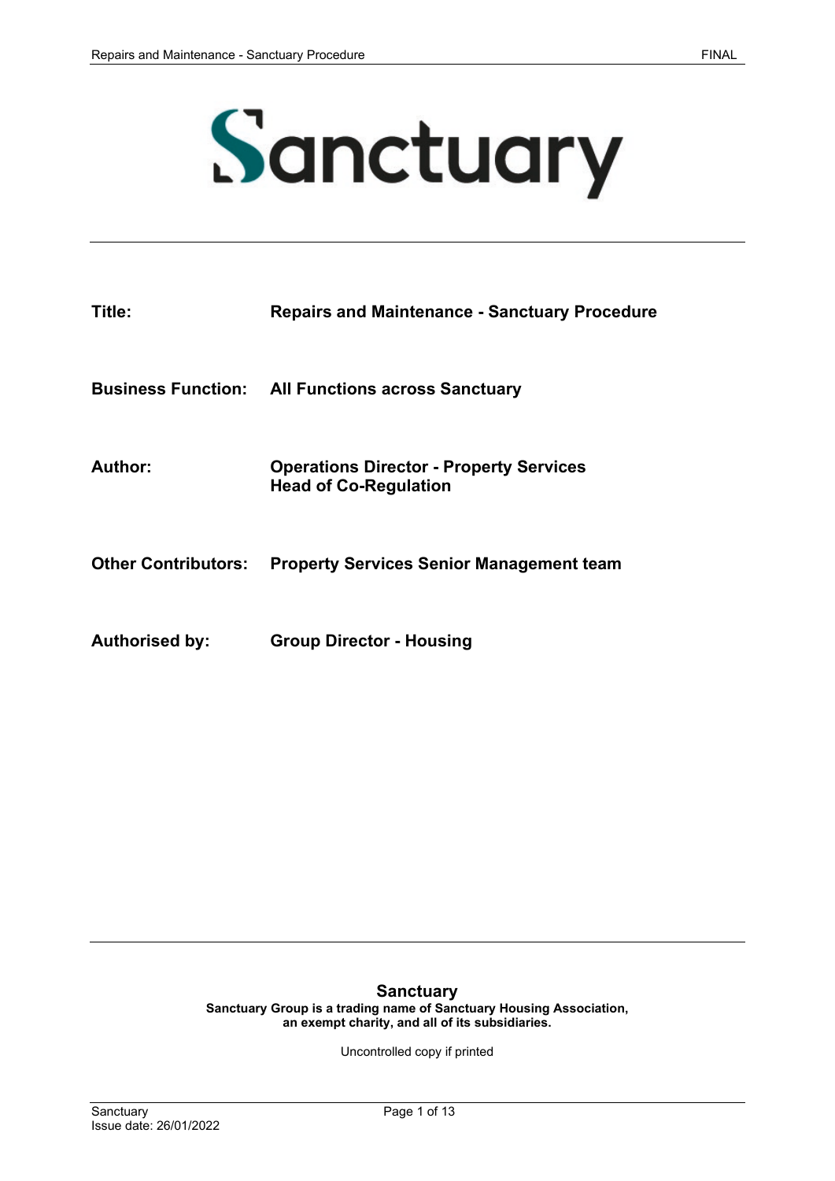# Sanctuary

| | |
|---|---|
| **Title:** | **Repairs and Maintenance - Sanctuary Procedure** |
| **Business Function:** | **All Functions across Sanctuary** |
| **Author:** | **Operations Director - Property Services**<br>**Head of Co-Regulation** |
| **Other Contributors:** | **Property Services Senior Management team** |
| **Authorised by:** | **Group Director - Housing** |

**Sanctuary**

**Sanctuary Group is a trading name of Sanctuary Housing Association, an exempt charity, and all of its subsidiaries.**

Uncontrolled copy if printed

Issue date: 26/01/2022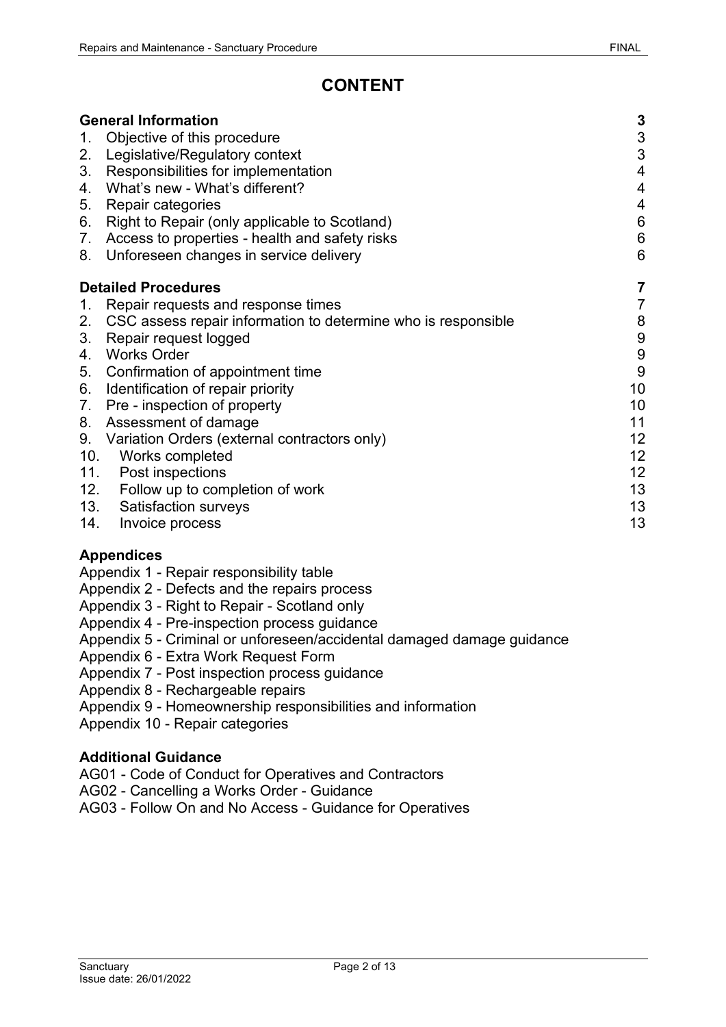# CONTENT

| | |
|---|---|
| **General Information** | **3** |
| 1. Objective of this procedure | 3 |
| 2. Legislative/Regulatory context | 3 |
| 3. Responsibilities for implementation | 4 |
| 4. What's new - What's different? | 4 |
| 5. Repair categories | 4 |
| 6. Right to Repair (only applicable to Scotland) | 6 |
| 7. Access to properties - health and safety risks | 6 |
| 8. Unforeseen changes in service delivery | 6 |
| **Detailed Procedures** | **7** |
| 1. Repair requests and response times | 7 |
| 2. CSC assess repair information to determine who is responsible | 8 |
| 3. Repair request logged | 9 |
| 4. Works Order | 9 |
| 5. Confirmation of appointment time | 9 |
| 6. Identification of repair priority | 10 |
| 7. Pre - inspection of property | 10 |
| 8. Assessment of damage | 11 |
| 9. Variation Orders (external contractors only) | 12 |
| 10. Works completed | 12 |
| 11. Post inspections | 12 |
| 12. Follow up to completion of work | 13 |
| 13. Satisfaction surveys | 13 |
| 14. Invoice process | 13 |

**Appendices**

Appendix 1 - Repair responsibility table
Appendix 2 - Defects and the repairs process
Appendix 3 - Right to Repair - Scotland only
Appendix 4 - Pre-inspection process guidance
Appendix 5 - Criminal or unforeseen/accidental damaged damage guidance
Appendix 6 - Extra Work Request Form
Appendix 7 - Post inspection process guidance
Appendix 8 - Rechargeable repairs
Appendix 9 - Homeownership responsibilities and information
Appendix 10 - Repair categories

**Additional Guidance**

AG01 - Code of Conduct for Operatives and Contractors
AG02 - Cancelling a Works Order - Guidance
AG03 - Follow On and No Access - Guidance for Operatives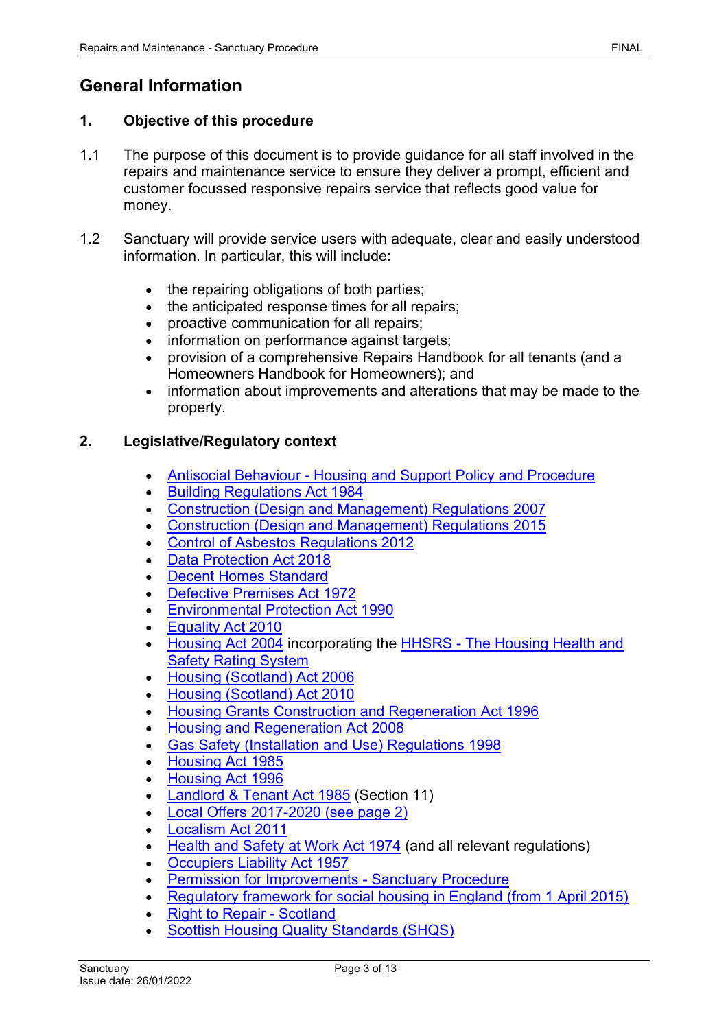## General Information

### 1. Objective of this procedure

1.1 The purpose of this document is to provide guidance for all staff involved in the repairs and maintenance service to ensure they deliver a prompt, efficient and customer focussed responsive repairs service that reflects good value for money.

1.2 Sanctuary will provide service users with adequate, clear and easily understood information. In particular, this will include:

- the repairing obligations of both parties;
- the anticipated response times for all repairs;
- proactive communication for all repairs;
- information on performance against targets;
- provision of a comprehensive Repairs Handbook for all tenants (and a Homeowners Handbook for Homeowners); and
- information about improvements and alterations that may be made to the property.

### 2. Legislative/Regulatory context

- Antisocial Behaviour - Housing and Support Policy and Procedure
- Building Regulations Act 1984
- Construction (Design and Management) Regulations 2007
- Construction (Design and Management) Regulations 2015
- Control of Asbestos Regulations 2012
- Data Protection Act 2018
- Decent Homes Standard
- Defective Premises Act 1972
- Environmental Protection Act 1990
- Equality Act 2010
- Housing Act 2004 incorporating the HHSRS - The Housing Health and Safety Rating System
- Housing (Scotland) Act 2006
- Housing (Scotland) Act 2010
- Housing Grants Construction and Regeneration Act 1996
- Housing and Regeneration Act 2008
- Gas Safety (Installation and Use) Regulations 1998
- Housing Act 1985
- Housing Act 1996
- Landlord & Tenant Act 1985 (Section 11)
- Local Offers 2017-2020 (see page 2)
- Localism Act 2011
- Health and Safety at Work Act 1974 (and all relevant regulations)
- Occupiers Liability Act 1957
- Permission for Improvements - Sanctuary Procedure
- Regulatory framework for social housing in England (from 1 April 2015)
- Right to Repair - Scotland
- Scottish Housing Quality Standards (SHQS)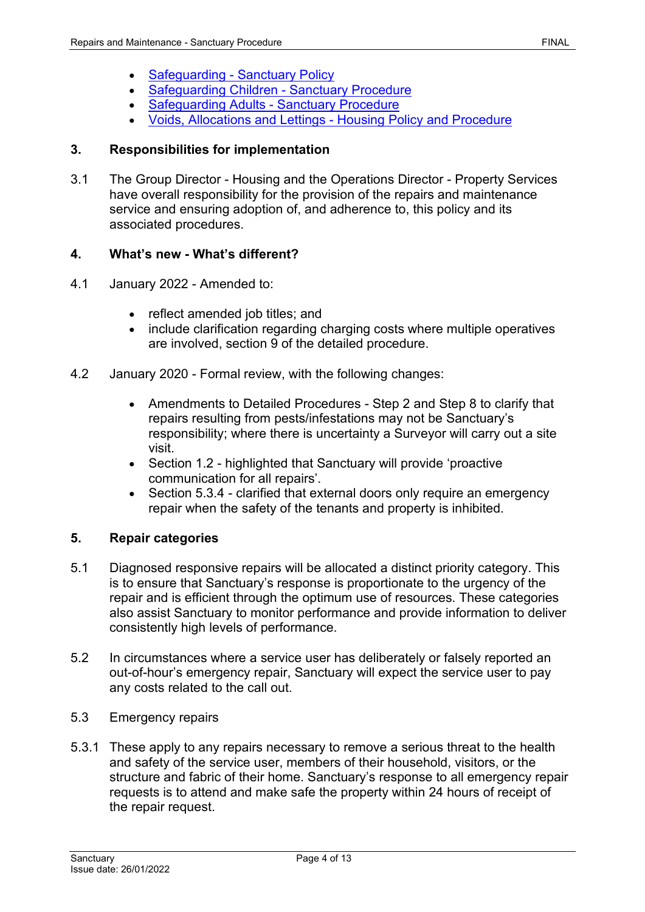- [Safeguarding - Sanctuary Policy]
- [Safeguarding Children - Sanctuary Procedure]
- [Safeguarding Adults - Sanctuary Procedure]
- [Voids, Allocations and Lettings - Housing Policy and Procedure]

## 3. Responsibilities for implementation

3.1 The Group Director - Housing and the Operations Director - Property Services have overall responsibility for the provision of the repairs and maintenance service and ensuring adoption of, and adherence to, this policy and its associated procedures.

## 4. What's new - What's different?

4.1 January 2022 - Amended to:

- reflect amended job titles; and
- include clarification regarding charging costs where multiple operatives are involved, section 9 of the detailed procedure.

4.2 January 2020 - Formal review, with the following changes:

- Amendments to Detailed Procedures - Step 2 and Step 8 to clarify that repairs resulting from pests/infestations may not be Sanctuary's responsibility; where there is uncertainty a Surveyor will carry out a site visit.
- Section 1.2 - highlighted that Sanctuary will provide 'proactive communication for all repairs'.
- Section 5.3.4 - clarified that external doors only require an emergency repair when the safety of the tenants and property is inhibited.

## 5. Repair categories

5.1 Diagnosed responsive repairs will be allocated a distinct priority category. This is to ensure that Sanctuary's response is proportionate to the urgency of the repair and is efficient through the optimum use of resources. These categories also assist Sanctuary to monitor performance and provide information to deliver consistently high levels of performance.

5.2 In circumstances where a service user has deliberately or falsely reported an out-of-hour's emergency repair, Sanctuary will expect the service user to pay any costs related to the call out.

5.3 Emergency repairs

5.3.1 These apply to any repairs necessary to remove a serious threat to the health and safety of the service user, members of their household, visitors, or the structure and fabric of their home. Sanctuary's response to all emergency repair requests is to attend and make safe the property within 24 hours of receipt of the repair request.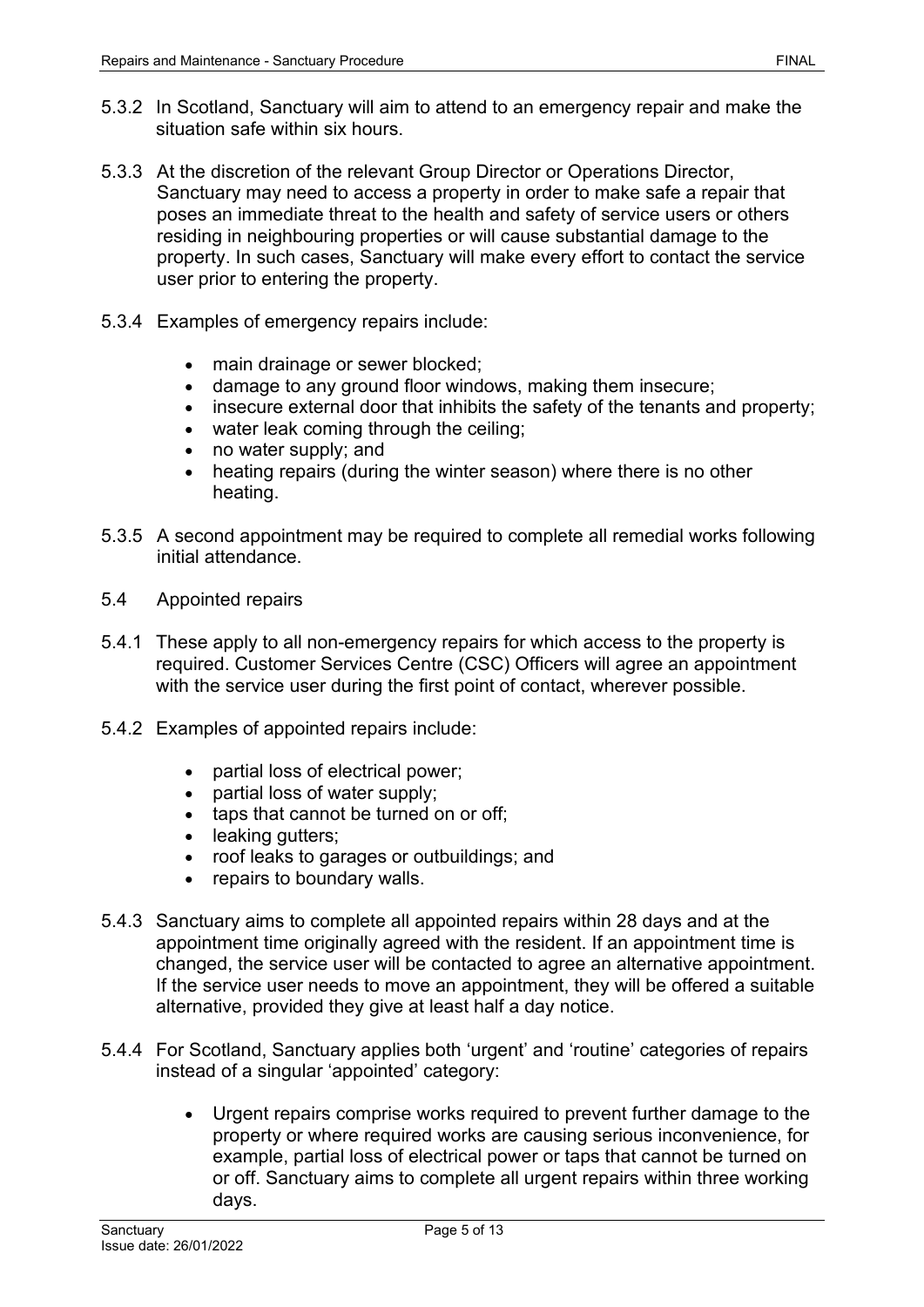5.3.2 In Scotland, Sanctuary will aim to attend to an emergency repair and make the situation safe within six hours.

5.3.3 At the discretion of the relevant Group Director or Operations Director, Sanctuary may need to access a property in order to make safe a repair that poses an immediate threat to the health and safety of service users or others residing in neighbouring properties or will cause substantial damage to the property. In such cases, Sanctuary will make every effort to contact the service user prior to entering the property.

5.3.4 Examples of emergency repairs include:

- main drainage or sewer blocked;
- damage to any ground floor windows, making them insecure;
- insecure external door that inhibits the safety of the tenants and property;
- water leak coming through the ceiling;
- no water supply; and
- heating repairs (during the winter season) where there is no other heating.

5.3.5 A second appointment may be required to complete all remedial works following initial attendance.

5.4 Appointed repairs

5.4.1 These apply to all non-emergency repairs for which access to the property is required. Customer Services Centre (CSC) Officers will agree an appointment with the service user during the first point of contact, wherever possible.

5.4.2 Examples of appointed repairs include:

- partial loss of electrical power;
- partial loss of water supply;
- taps that cannot be turned on or off;
- leaking gutters;
- roof leaks to garages or outbuildings; and
- repairs to boundary walls.

5.4.3 Sanctuary aims to complete all appointed repairs within 28 days and at the appointment time originally agreed with the resident. If an appointment time is changed, the service user will be contacted to agree an alternative appointment. If the service user needs to move an appointment, they will be offered a suitable alternative, provided they give at least half a day notice.

5.4.4 For Scotland, Sanctuary applies both 'urgent' and 'routine' categories of repairs instead of a singular 'appointed' category:

- Urgent repairs comprise works required to prevent further damage to the property or where required works are causing serious inconvenience, for example, partial loss of electrical power or taps that cannot be turned on or off. Sanctuary aims to complete all urgent repairs within three working days.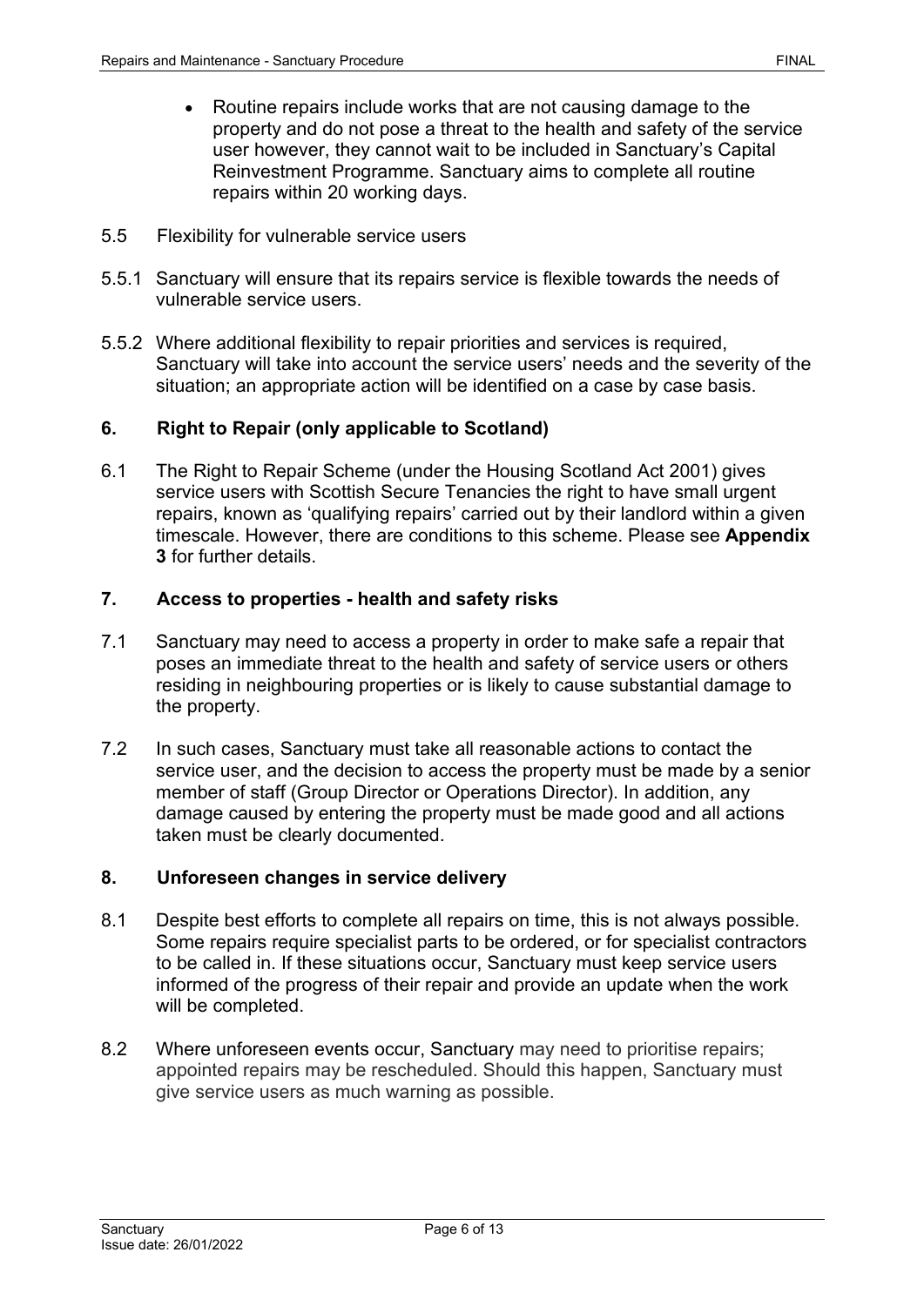- Routine repairs include works that are not causing damage to the property and do not pose a threat to the health and safety of the service user however, they cannot wait to be included in Sanctuary's Capital Reinvestment Programme. Sanctuary aims to complete all routine repairs within 20 working days.

5.5 Flexibility for vulnerable service users

5.5.1 Sanctuary will ensure that its repairs service is flexible towards the needs of vulnerable service users.

5.5.2 Where additional flexibility to repair priorities and services is required, Sanctuary will take into account the service users' needs and the severity of the situation; an appropriate action will be identified on a case by case basis.

## 6. Right to Repair (only applicable to Scotland)

6.1 The Right to Repair Scheme (under the Housing Scotland Act 2001) gives service users with Scottish Secure Tenancies the right to have small urgent repairs, known as 'qualifying repairs' carried out by their landlord within a given timescale. However, there are conditions to this scheme. Please see **Appendix 3** for further details.

## 7. Access to properties - health and safety risks

7.1 Sanctuary may need to access a property in order to make safe a repair that poses an immediate threat to the health and safety of service users or others residing in neighbouring properties or is likely to cause substantial damage to the property.

7.2 In such cases, Sanctuary must take all reasonable actions to contact the service user, and the decision to access the property must be made by a senior member of staff (Group Director or Operations Director). In addition, any damage caused by entering the property must be made good and all actions taken must be clearly documented.

## 8. Unforeseen changes in service delivery

8.1 Despite best efforts to complete all repairs on time, this is not always possible. Some repairs require specialist parts to be ordered, or for specialist contractors to be called in. If these situations occur, Sanctuary must keep service users informed of the progress of their repair and provide an update when the work will be completed.

8.2 Where unforeseen events occur, Sanctuary may need to prioritise repairs; appointed repairs may be rescheduled. Should this happen, Sanctuary must give service users as much warning as possible.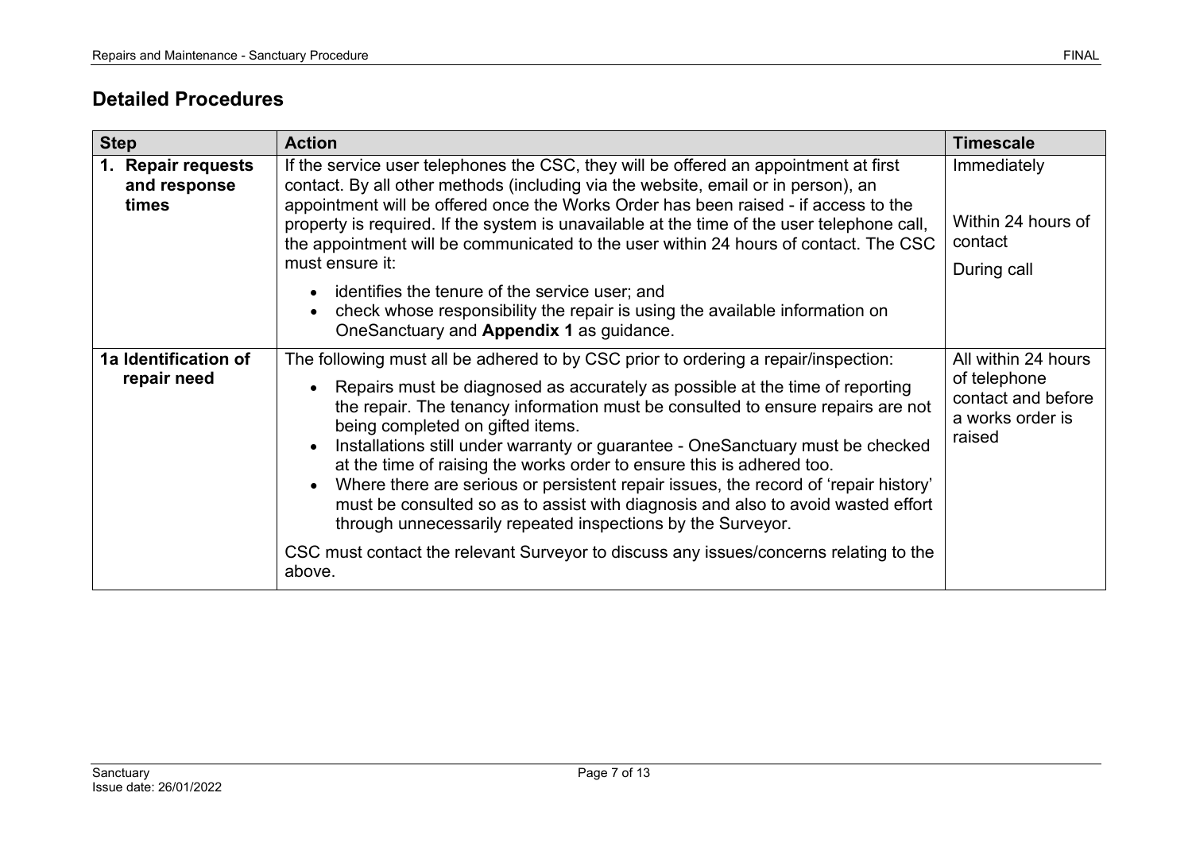## Detailed Procedures

| Step | Action | Timescale |
|---|---|---|
| **1. Repair requests and response times** | If the service user telephones the CSC, they will be offered an appointment at first contact. By all other methods (including via the website, email or in person), an appointment will be offered once the Works Order has been raised - if access to the property is required. If the system is unavailable at the time of the user telephone call, the appointment will be communicated to the user within 24 hours of contact. The CSC must ensure it:<br>• identifies the tenure of the service user; and<br>• check whose responsibility the repair is using the available information on OneSanctuary and **Appendix 1** as guidance. | Immediately<br><br>Within 24 hours of contact<br><br>During call |
| **1a Identification of repair need** | The following must all be adhered to by CSC prior to ordering a repair/inspection:<br>• Repairs must be diagnosed as accurately as possible at the time of reporting the repair. The tenancy information must be consulted to ensure repairs are not being completed on gifted items.<br>• Installations still under warranty or guarantee - OneSanctuary must be checked at the time of raising the works order to ensure this is adhered too.<br>• Where there are serious or persistent repair issues, the record of 'repair history' must be consulted so as to assist with diagnosis and also to avoid wasted effort through unnecessarily repeated inspections by the Surveyor.<br><br>CSC must contact the relevant Surveyor to discuss any issues/concerns relating to the above. | All within 24 hours of telephone contact and before a works order is raised |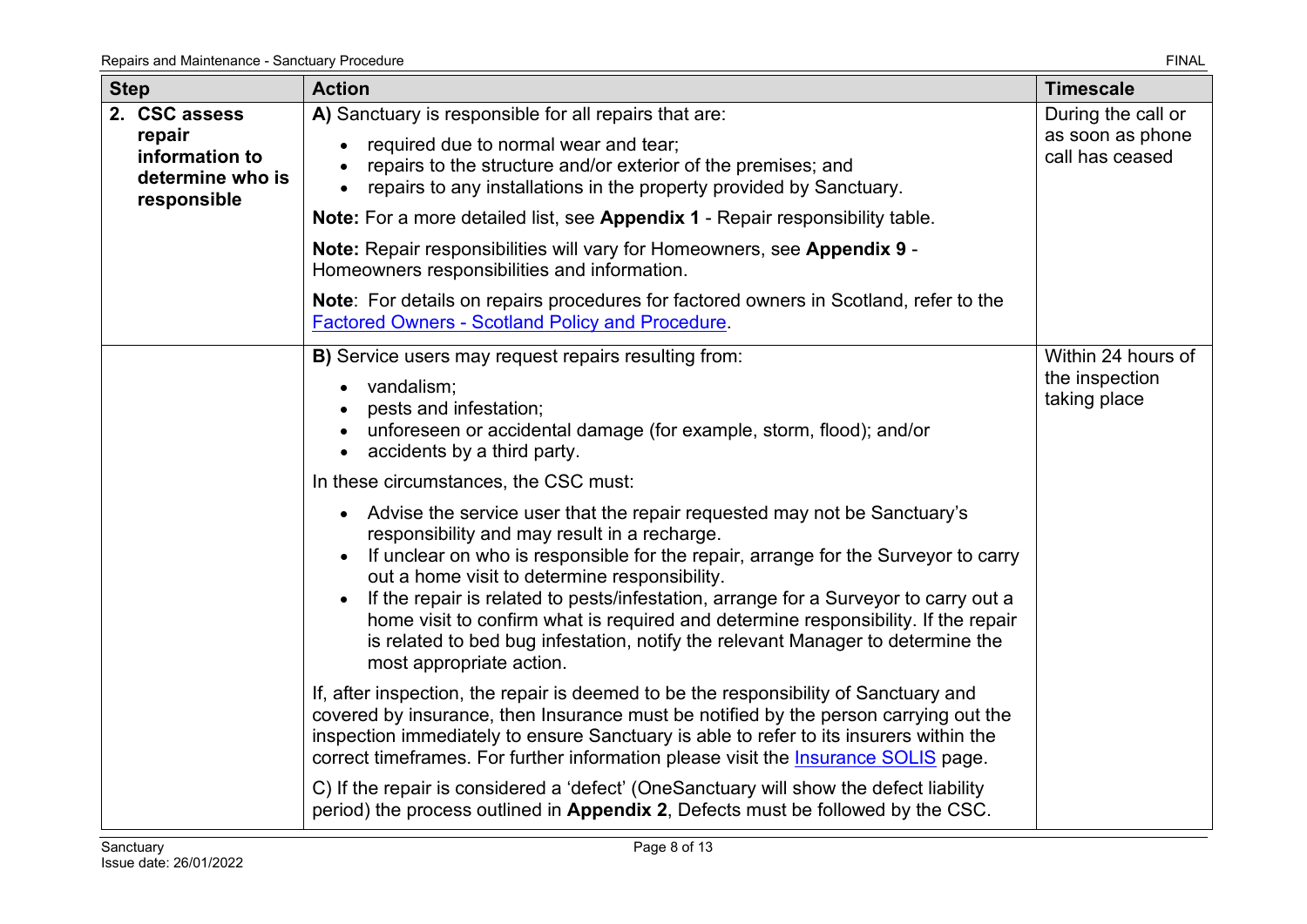| Step | Action | Timescale |
|---|---|---|
| **2. CSC assess repair information to determine who is responsible** | A) Sanctuary is responsible for all repairs that are:<br><br>• required due to normal wear and tear;<br>• repairs to the structure and/or exterior of the premises; and<br>• repairs to any installations in the property provided by Sanctuary.<br><br>**Note:** For a more detailed list, see **Appendix 1** - Repair responsibility table.<br><br>**Note:** Repair responsibilities will vary for Homeowners, see **Appendix 9** - Homeowners responsibilities and information.<br><br>**Note**: For details on repairs procedures for factored owners in Scotland, refer to the Factored Owners - Scotland Policy and Procedure. | During the call or as soon as phone call has ceased |
| | **B)** Service users may request repairs resulting from:<br><br>• vandalism;<br>• pests and infestation;<br>• unforeseen or accidental damage (for example, storm, flood); and/or<br>• accidents by a third party.<br><br>In these circumstances, the CSC must:<br><br>• Advise the service user that the repair requested may not be Sanctuary's responsibility and may result in a recharge.<br>• If unclear on who is responsible for the repair, arrange for the Surveyor to carry out a home visit to determine responsibility.<br>• If the repair is related to pests/infestation, arrange for a Surveyor to carry out a home visit to confirm what is required and determine responsibility. If the repair is related to bed bug infestation, notify the relevant Manager to determine the most appropriate action.<br><br>If, after inspection, the repair is deemed to be the responsibility of Sanctuary and covered by insurance, then Insurance must be notified by the person carrying out the inspection immediately to ensure Sanctuary is able to refer to its insurers within the correct timeframes. For further information please visit the Insurance SOLIS page.<br><br>C) If the repair is considered a 'defect' (OneSanctuary will show the defect liability period) the process outlined in **Appendix 2**, Defects must be followed by the CSC. | Within 24 hours of the inspection taking place |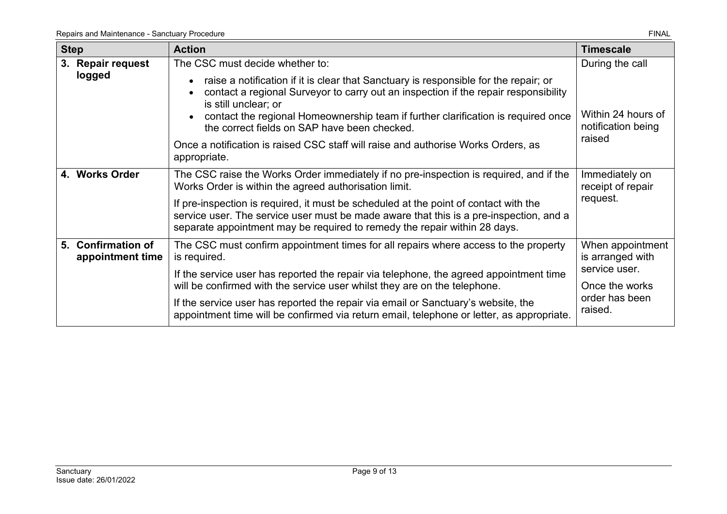| Step | Action | Timescale |
|---|---|---|
| **3. Repair request logged** | The CSC must decide whether to:<br>• raise a notification if it is clear that Sanctuary is responsible for the repair; or<br>• contact a regional Surveyor to carry out an inspection if the repair responsibility is still unclear; or<br>• contact the regional Homeownership team if further clarification is required once the correct fields on SAP have been checked.<br>Once a notification is raised CSC staff will raise and authorise Works Orders, as appropriate. | During the call<br><br>Within 24 hours of notification being raised |
| **4. Works Order** | The CSC raise the Works Order immediately if no pre-inspection is required, and if the Works Order is within the agreed authorisation limit.<br>If pre-inspection is required, it must be scheduled at the point of contact with the service user. The service user must be made aware that this is a pre-inspection, and a separate appointment may be required to remedy the repair within 28 days. | Immediately on receipt of repair request. |
| **5. Confirmation of appointment time** | The CSC must confirm appointment times for all repairs where access to the property is required.<br>If the service user has reported the repair via telephone, the agreed appointment time will be confirmed with the service user whilst they are on the telephone.<br>If the service user has reported the repair via email or Sanctuary's website, the appointment time will be confirmed via return email, telephone or letter, as appropriate. | When appointment is arranged with service user.<br>Once the works order has been raised. |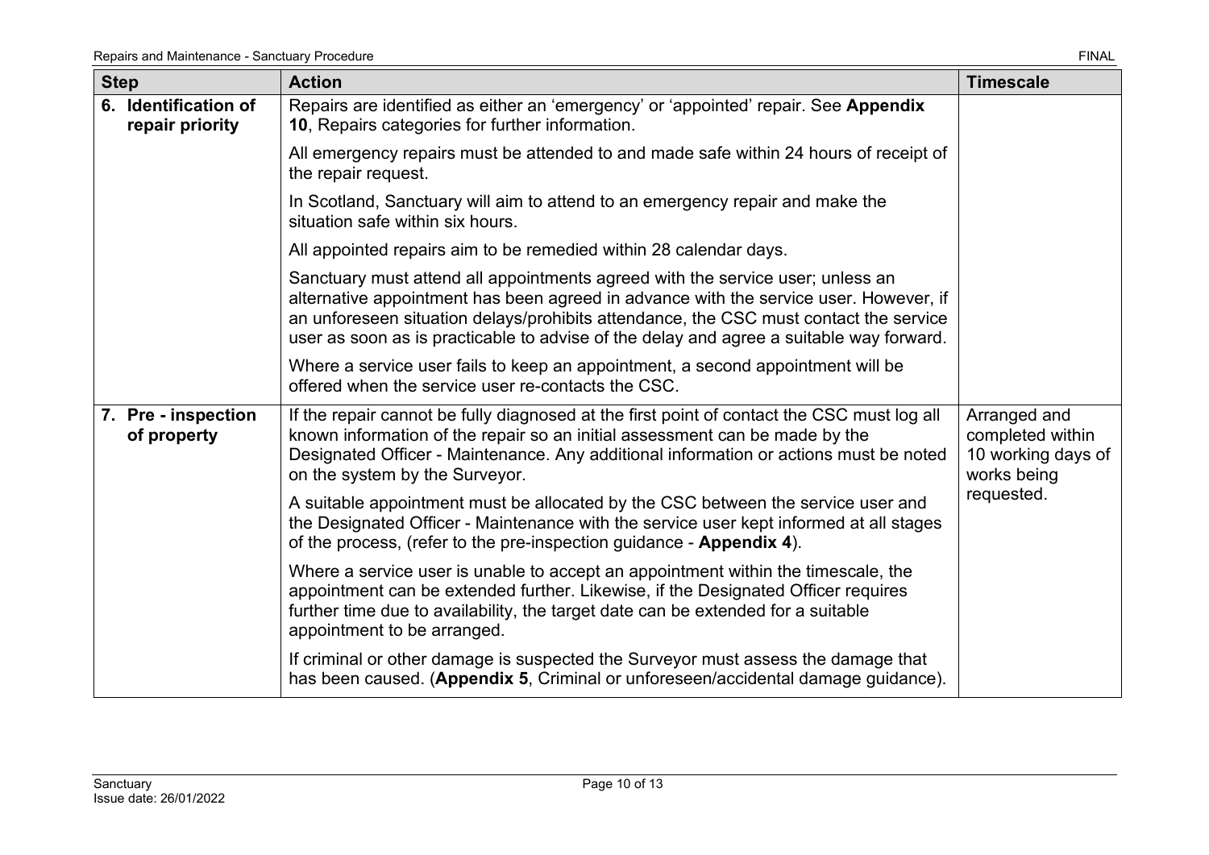| Step | Action | Timescale |
| --- | --- | --- |
| **6. Identification of repair priority** | Repairs are identified as either an 'emergency' or 'appointed' repair. See **Appendix 10**, Repairs categories for further information.<br><br>All emergency repairs must be attended to and made safe within 24 hours of receipt of the repair request.<br><br>In Scotland, Sanctuary will aim to attend to an emergency repair and make the situation safe within six hours.<br><br>All appointed repairs aim to be remedied within 28 calendar days.<br><br>Sanctuary must attend all appointments agreed with the service user; unless an alternative appointment has been agreed in advance with the service user. However, if an unforeseen situation delays/prohibits attendance, the CSC must contact the service user as soon as is practicable to advise of the delay and agree a suitable way forward.<br><br>Where a service user fails to keep an appointment, a second appointment will be offered when the service user re-contacts the CSC. | |
| **7. Pre - inspection of property** | If the repair cannot be fully diagnosed at the first point of contact the CSC must log all known information of the repair so an initial assessment can be made by the Designated Officer - Maintenance. Any additional information or actions must be noted on the system by the Surveyor.<br><br>A suitable appointment must be allocated by the CSC between the service user and the Designated Officer - Maintenance with the service user kept informed at all stages of the process, (refer to the pre-inspection guidance - **Appendix 4**).<br><br>Where a service user is unable to accept an appointment within the timescale, the appointment can be extended further. Likewise, if the Designated Officer requires further time due to availability, the target date can be extended for a suitable appointment to be arranged.<br><br>If criminal or other damage is suspected the Surveyor must assess the damage that has been caused. (**Appendix 5**, Criminal or unforeseen/accidental damage guidance). | Arranged and completed within 10 working days of works being requested. |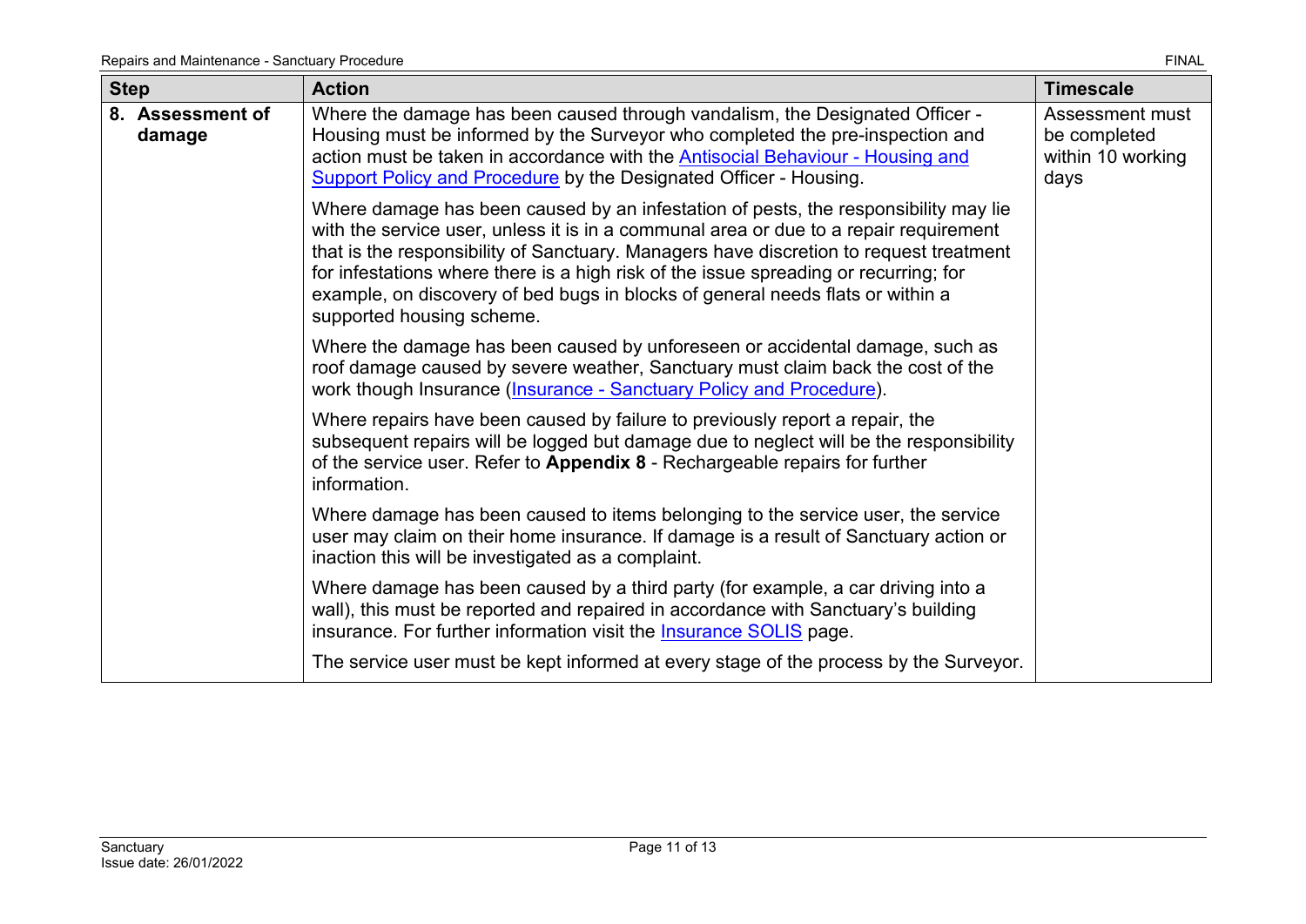| Step | Action | Timescale |
|---|---|---|
| 8. **Assessment of damage** | Where the damage has been caused through vandalism, the Designated Officer - Housing must be informed by the Surveyor who completed the pre-inspection and action must be taken in accordance with the Antisocial Behaviour - Housing and Support Policy and Procedure by the Designated Officer - Housing.<br><br>Where damage has been caused by an infestation of pests, the responsibility may lie with the service user, unless it is in a communal area or due to a repair requirement that is the responsibility of Sanctuary. Managers have discretion to request treatment for infestations where there is a high risk of the issue spreading or recurring; for example, on discovery of bed bugs in blocks of general needs flats or within a supported housing scheme.<br><br>Where the damage has been caused by unforeseen or accidental damage, such as roof damage caused by severe weather, Sanctuary must claim back the cost of the work though Insurance (Insurance - Sanctuary Policy and Procedure).<br><br>Where repairs have been caused by failure to previously report a repair, the subsequent repairs will be logged but damage due to neglect will be the responsibility of the service user. Refer to **Appendix 8** - Rechargeable repairs for further information.<br><br>Where damage has been caused to items belonging to the service user, the service user may claim on their home insurance. If damage is a result of Sanctuary action or inaction this will be investigated as a complaint.<br><br>Where damage has been caused by a third party (for example, a car driving into a wall), this must be reported and repaired in accordance with Sanctuary's building insurance. For further information visit the Insurance SOLIS page.<br><br>The service user must be kept informed at every stage of the process by the Surveyor. | Assessment must be completed within 10 working days |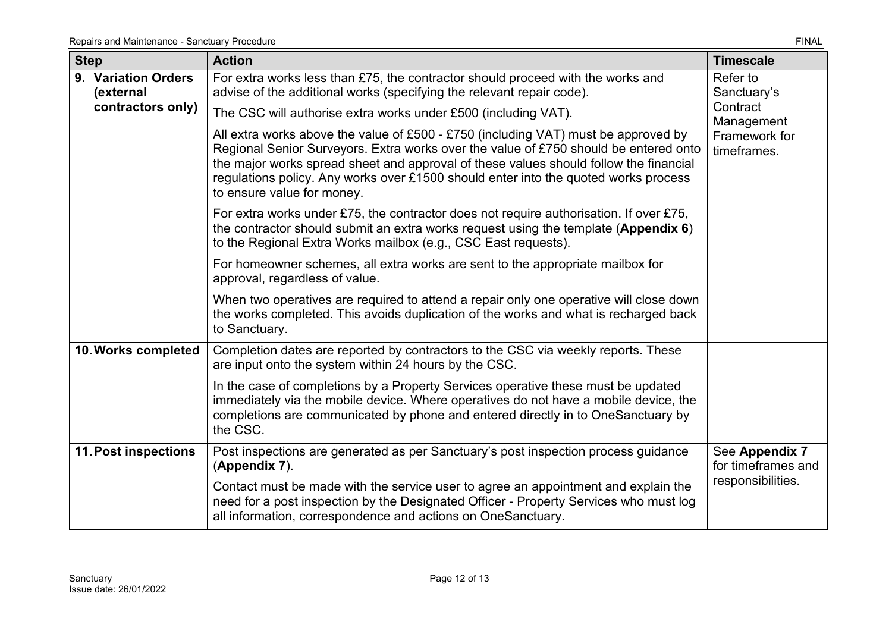| Step | Action | Timescale |
| --- | --- | --- |
| 9. Variation Orders (external contractors only) | For extra works less than £75, the contractor should proceed with the works and advise of the additional works (specifying the relevant repair code).<br><br>The CSC will authorise extra works under £500 (including VAT).<br><br>All extra works above the value of £500 - £750 (including VAT) must be approved by Regional Senior Surveyors. Extra works over the value of £750 should be entered onto the major works spread sheet and approval of these values should follow the financial regulations policy. Any works over £1500 should enter into the quoted works process to ensure value for money.<br><br>For extra works under £75, the contractor does not require authorisation. If over £75, the contractor should submit an extra works request using the template (**Appendix 6**) to the Regional Extra Works mailbox (e.g., CSC East requests).<br><br>For homeowner schemes, all extra works are sent to the appropriate mailbox for approval, regardless of value.<br><br>When two operatives are required to attend a repair only one operative will close down the works completed. This avoids duplication of the works and what is recharged back to Sanctuary. | Refer to Sanctuary's Contract Management Framework for timeframes. |
| 10. Works completed | Completion dates are reported by contractors to the CSC via weekly reports. These are input onto the system within 24 hours by the CSC.<br><br>In the case of completions by a Property Services operative these must be updated immediately via the mobile device. Where operatives do not have a mobile device, the completions are communicated by phone and entered directly in to OneSanctuary by the CSC. | |
| 11. Post inspections | Post inspections are generated as per Sanctuary's post inspection process guidance (**Appendix 7**).<br><br>Contact must be made with the service user to agree an appointment and explain the need for a post inspection by the Designated Officer - Property Services who must log all information, correspondence and actions on OneSanctuary. | See **Appendix 7** for timeframes and responsibilities. |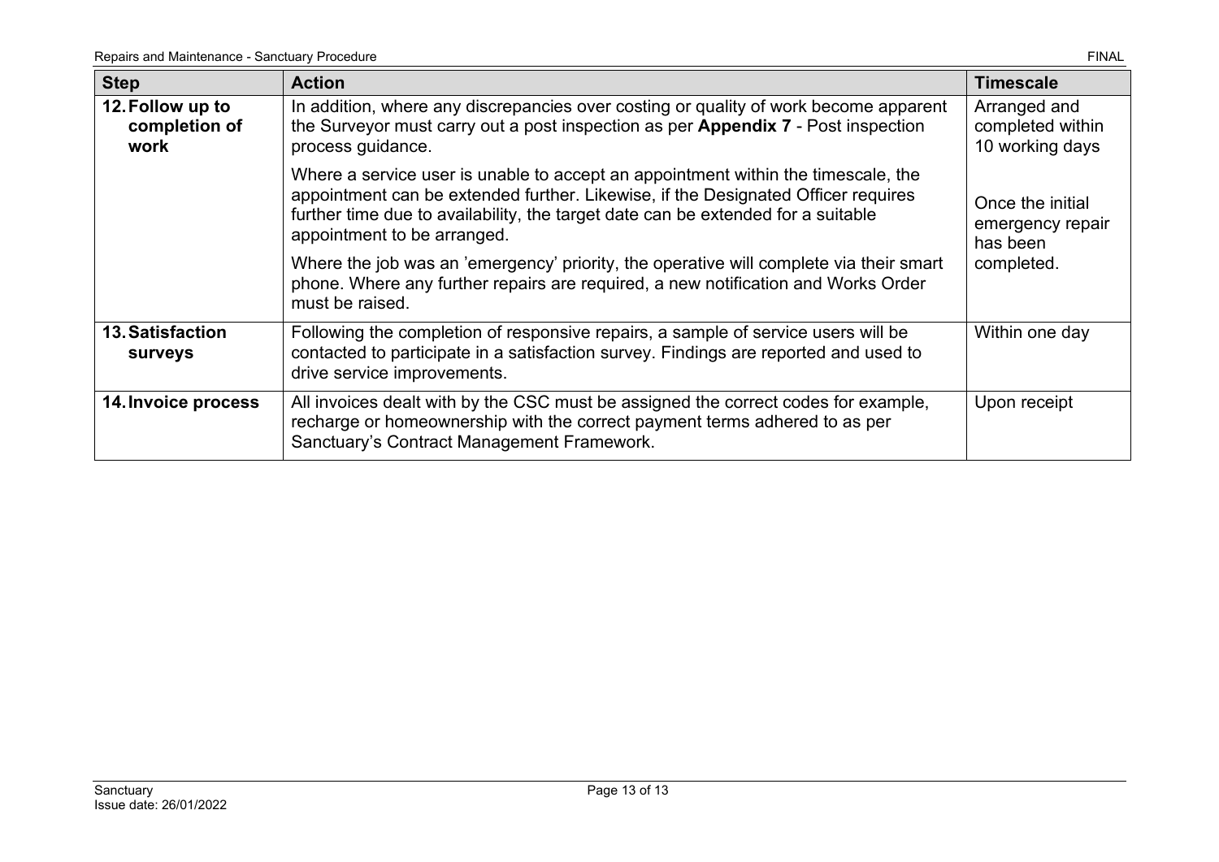| Step | Action | Timescale |
|---|---|---|
| **12. Follow up to completion of work** | In addition, where any discrepancies over costing or quality of work become apparent the Surveyor must carry out a post inspection as per **Appendix 7** - Post inspection process guidance.<br><br>Where a service user is unable to accept an appointment within the timescale, the appointment can be extended further. Likewise, if the Designated Officer requires further time due to availability, the target date can be extended for a suitable appointment to be arranged.<br><br>Where the job was an 'emergency' priority, the operative will complete via their smart phone. Where any further repairs are required, a new notification and Works Order must be raised. | Arranged and completed within 10 working days<br><br>Once the initial emergency repair has been completed. |
| **13. Satisfaction surveys** | Following the completion of responsive repairs, a sample of service users will be contacted to participate in a satisfaction survey. Findings are reported and used to drive service improvements. | Within one day |
| **14. Invoice process** | All invoices dealt with by the CSC must be assigned the correct codes for example, recharge or homeownership with the correct payment terms adhered to as per Sanctuary's Contract Management Framework. | Upon receipt |